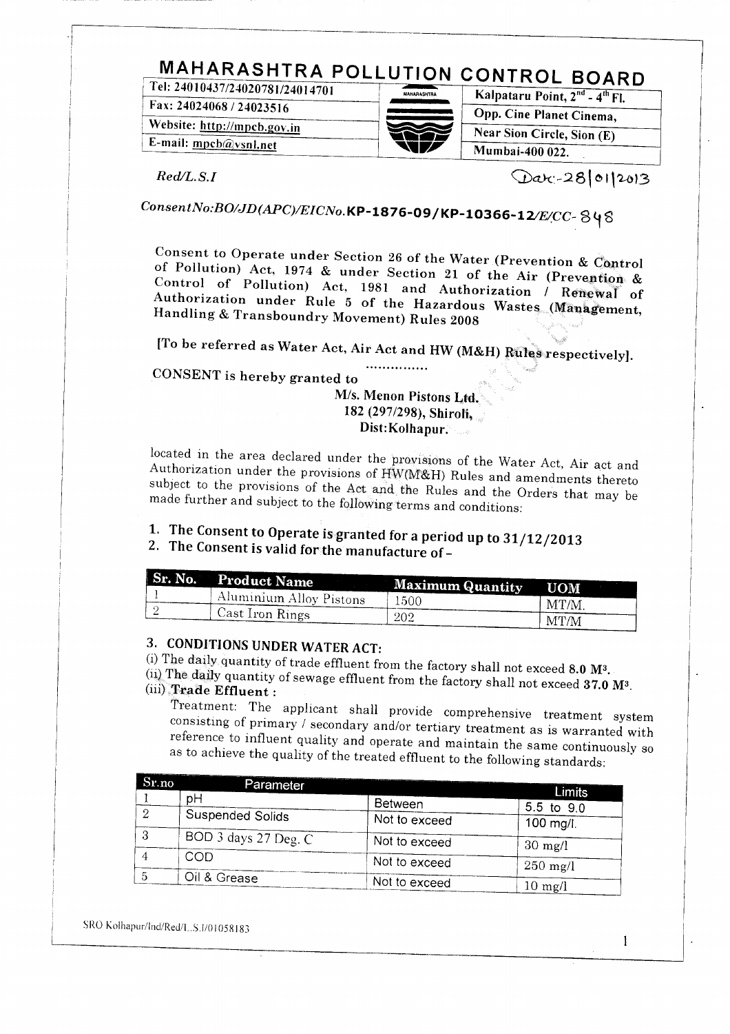# MAHARASHTRA POLLUTION CONTROL BOARD

| | | |
|---|---|---|
| Tel: 24010437/24020781/24014701 | | Kalpataru Point, $2^{nd}$ - $4^{th}$ Fl. |
| Fax: 24024068 / 24023516 | | Opp. Cine Planet Cinema, |
| Website: http://mpcb.gov.in | | Near Sion Circle, Sion (E) |
| E-mail: mpcb@vsnl.net | | Mumbai-400 022. |

*Red/L.S.I* Date:-28/01/2013

*ConsentNo:BO/JD(APC)/EICNo.***KP-1876-09/KP-10366-12***/E/CC-* 848

**Consent to Operate under Section 26 of the Water (Prevention & Control of Pollution) Act, 1974 & under Section 21 of the Air (Prevention & Control of Pollution) Act, 1981 and Authorization / Renewal of Authorization under Rule 5 of the Hazardous Wastes (Management, Handling & Transboundry Movement) Rules 2008**

**[To be referred as Water Act, Air Act and HW (M&H) Rules respectively].**

...............

CONSENT is hereby granted to

**M/s. Menon Pistons Ltd.**
**182 (297/298), Shiroli,**
**Dist:Kolhapur.**

located in the area declared under the provisions of the Water Act, Air act and Authorization under the provisions of HW(M&H) Rules and amendments thereto subject to the provisions of the Act and the Rules and the Orders that may be made further and subject to the following terms and conditions:

1. **The Consent to Operate is granted for a period up to 31/12/2013**
2. **The Consent is valid for the manufacture of –**

| Sr. No. | Product Name | Maximum Quantity | UOM |
|---|---|---|---|
| 1 | Aluminium Alloy Pistons | 1500 | MT/M. |
| 2 | Cast Iron Rings | 202 | MT/M |

## 3. CONDITIONS UNDER WATER ACT:

(i) The daily quantity of trade effluent from the factory shall not exceed **8.0 $M^3$**.

(ii) The daily quantity of sewage effluent from the factory shall not exceed **37.0 $M^3$**.

(iii) **Trade Effluent :**

Treatment: The applicant shall provide comprehensive treatment system consisting of primary / secondary and/or tertiary treatment as is warranted with reference to influent quality and operate and maintain the same continuously so as to achieve the quality of the treated effluent to the following standards:

| Sr.no | Parameter | | Limits |
|---|---|---|---|
| 1 | pH | Between | 5.5 to 9.0 |
| 2 | Suspended Solids | Not to exceed | 100 mg/l. |
| 3 | BOD 3 days 27 Deg. C | Not to exceed | 30 mg/l |
| 4 | COD | Not to exceed | 250 mg/l |
| 5 | Oil & Grease | Not to exceed | 10 mg/l |

SRO Kolhapur/Ind/Red/L.S.I/01058183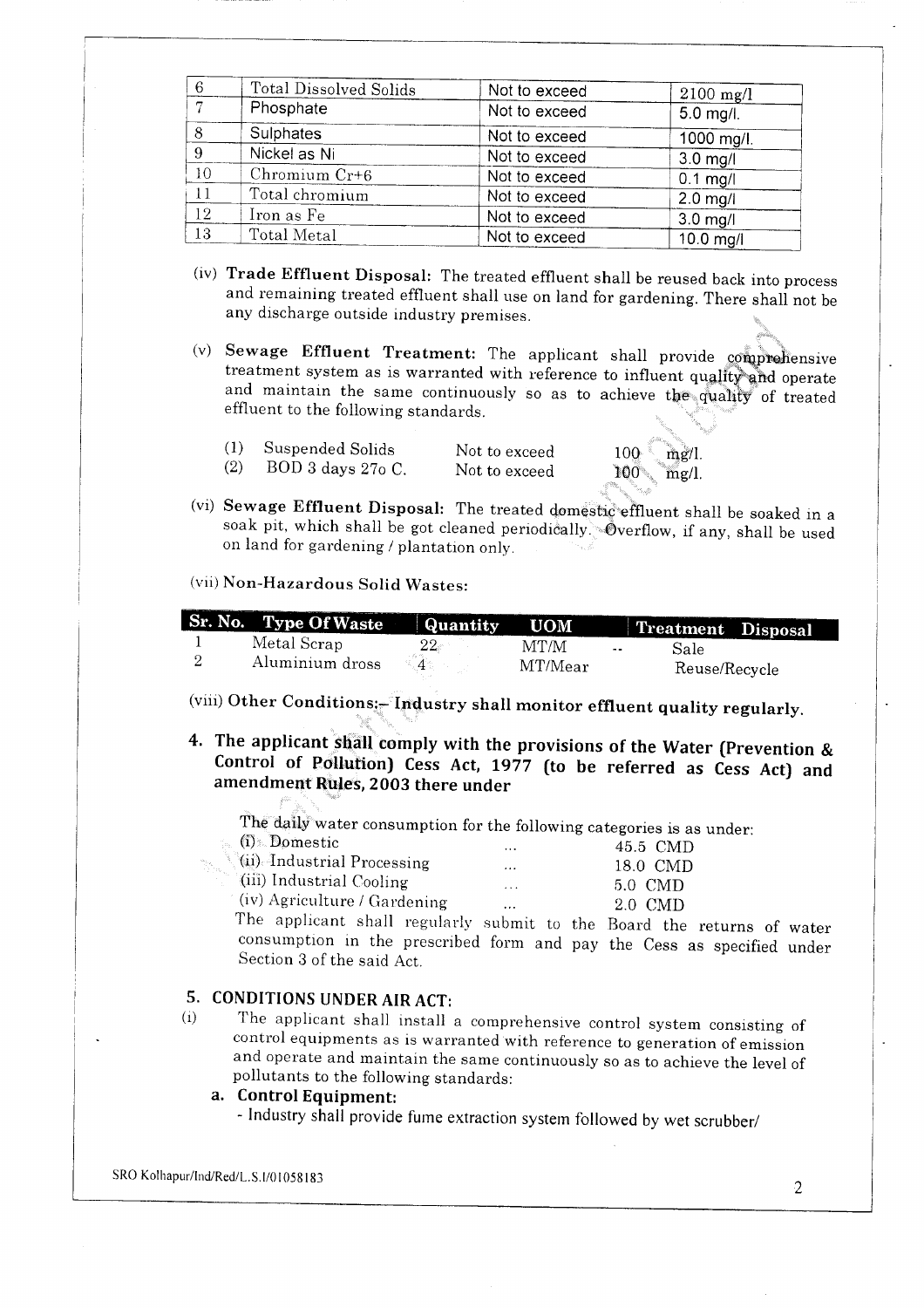| 6 | Total Dissolved Solids | Not to exceed | 2100 mg/l |
|---|---|---|---|
| 7 | Phosphate | Not to exceed | 5.0 mg/l. |
| 8 | Sulphates | Not to exceed | 1000 mg/l. |
| 9 | Nickel as Ni | Not to exceed | 3.0 mg/l |
| 10 | Chromium Cr+6 | Not to exceed | 0.1 mg/l |
| 11 | Total chromium | Not to exceed | 2.0 mg/l |
| 12 | Iron as Fe | Not to exceed | 3.0 mg/l |
| 13 | Total Metal | Not to exceed | 10.0 mg/l |

(iv) **Trade Effluent Disposal:** The treated effluent shall be reused back into process and remaining treated effluent shall use on land for gardening. There shall not be any discharge outside industry premises.

(v) **Sewage Effluent Treatment:** The applicant shall provide comprehensive treatment system as is warranted with reference to influent quality and operate and maintain the same continuously so as to achieve the quality of treated effluent to the following standards.

| | | | |
|---|---|---|---|
| (1) | Suspended Solids | Not to exceed | 100 mg/l. |
| (2) | BOD 3 days 27o C. | Not to exceed | 100 mg/l. |

(vi) **Sewage Effluent Disposal:** The treated domestic effluent shall be soaked in a soak pit, which shall be got cleaned periodically. Overflow, if any, shall be used on land for gardening / plantation only.

(vii) **Non-Hazardous Solid Wastes:**

| Sr. No. | Type Of Waste | Quantity | UOM | Treatment | Disposal |
|---|---|---|---|---|---|
| 1 | Metal Scrap | 22 | MT/M | -- | Sale |
| 2 | Aluminium dross | 4 | MT/Mear | | Reuse/Recycle |

(viii) **Other Conditions:- Industry shall monitor effluent quality regularly.**

**4. The applicant shall comply with the provisions of the Water (Prevention & Control of Pollution) Cess Act, 1977 (to be referred as Cess Act) and amendment Rules, 2003 there under**

The daily water consumption for the following categories is as under:

| | | |
|---|---|---|
| (i) Domestic | ... | 45.5 CMD |
| (ii) Industrial Processing | ... | 18.0 CMD |
| (iii) Industrial Cooling | ... | 5.0 CMD |
| (iv) Agriculture / Gardening | ... | 2.0 CMD |

The applicant shall regularly submit to the Board the returns of water consumption in the prescribed form and pay the Cess as specified under Section 3 of the said Act.

**5. CONDITIONS UNDER AIR ACT:**

(i) The applicant shall install a comprehensive control system consisting of control equipments as is warranted with reference to generation of emission and operate and maintain the same continuously so as to achieve the level of pollutants to the following standards:

**a. Control Equipment:**

- Industry shall provide fume extraction system followed by wet scrubber/

SRO Kolhapur/Ind/Red/L.S.I/01058183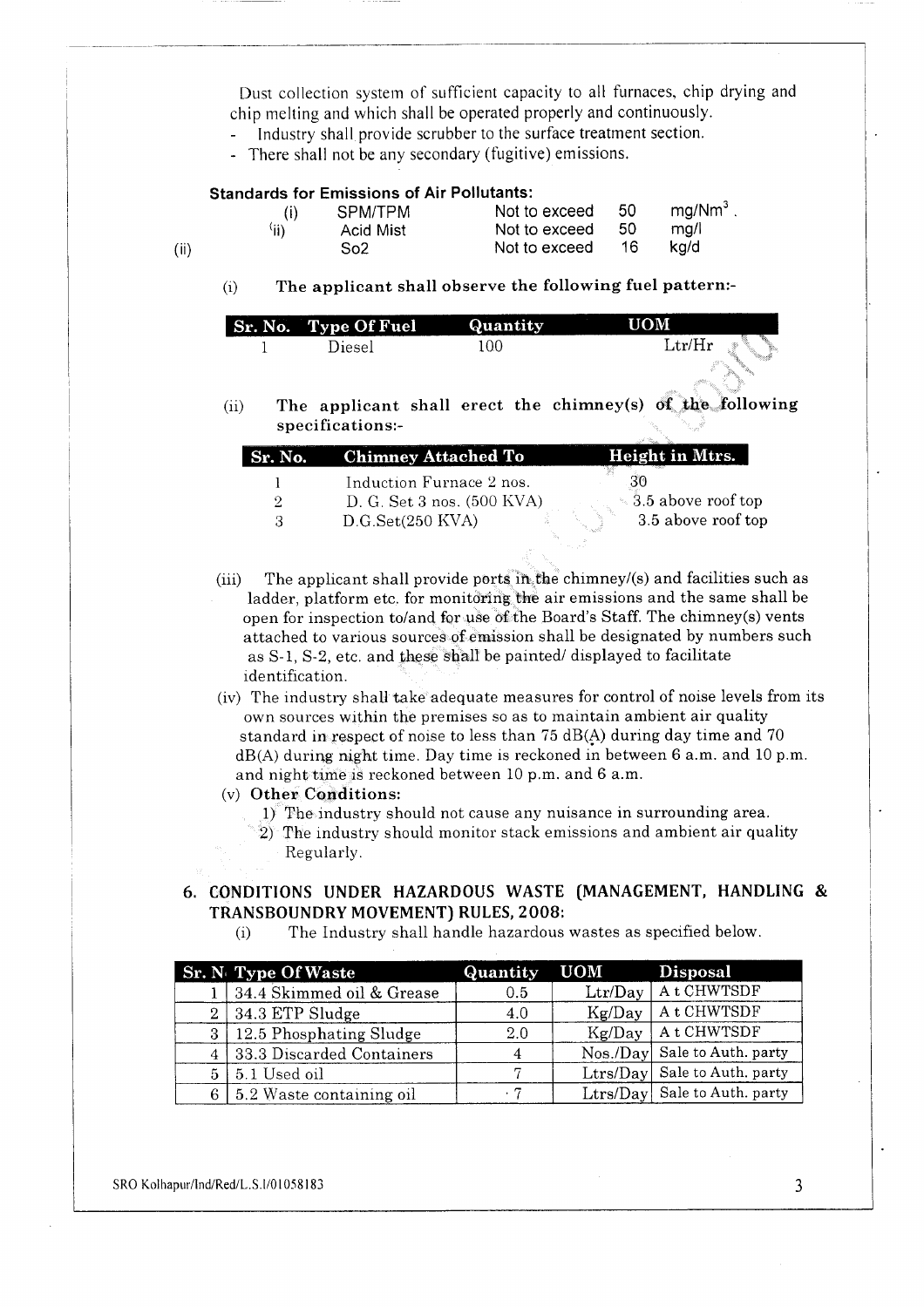Dust collection system of sufficient capacity to all furnaces, chip drying and chip melting and which shall be operated properly and continuously.

- Industry shall provide scrubber to the surface treatment section.
- There shall not be any secondary (fugitive) emissions.

**Standards for Emissions of Air Pollutants:**

(ii)

| | | | | |
|---|---|---|---|---|
| (i) | SPM/TPM | Not to exceed | 50 | $mg/Nm^3$ . |
| (ii) | Acid Mist | Not to exceed | 50 | mg/l |
| | So2 | Not to exceed | 16 | kg/d |

(i) **The applicant shall observe the following fuel pattern:-**

| Sr. No. | Type Of Fuel | Quantity | UOM |
|---|---|---|---|
| 1 | Diesel | 100 | Ltr/Hr |

(ii) **The applicant shall erect the chimney(s) of the following specifications:-**

| Sr. No. | Chimney Attached To | Height in Mtrs. |
|---|---|---|
| 1 | Induction Furnace 2 nos. | 30 |
| 2 | D. G. Set 3 nos. (500 KVA) | 3.5 above roof top |
| 3 | D.G.Set(250 KVA) | 3.5 above roof top |

(iii) The applicant shall provide ports in the chimney/(s) and facilities such as ladder, platform etc. for monitoring the air emissions and the same shall be open for inspection to/and for use of the Board's Staff. The chimney(s) vents attached to various sources of emission shall be designated by numbers such as S-1, S-2, etc. and these shall be painted/ displayed to facilitate identification.

(iv) The industry shall take adequate measures for control of noise levels from its own sources within the premises so as to maintain ambient air quality standard in respect of noise to less than 75 dB(A) during day time and 70 dB(A) during night time. Day time is reckoned in between 6 a.m. and 10 p.m. and night time is reckoned between 10 p.m. and 6 a.m.

(v) **Other Conditions:**

1) The industry should not cause any nuisance in surrounding area.
2) The industry should monitor stack emissions and ambient air quality Regularly.

## 6. CONDITIONS UNDER HAZARDOUS WASTE (MANAGEMENT, HANDLING & TRANSBOUNDRY MOVEMENT) RULES, 2008:

(i) The Industry shall handle hazardous wastes as specified below.

| Sr. N | Type Of Waste | Quantity | UOM | Disposal |
|---|---|---|---|---|
| 1 | 34.4 Skimmed oil & Grease | 0.5 | Ltr/Day | A t CHWTSDF |
| 2 | 34.3 ETP Sludge | 4.0 | Kg/Day | A t CHWTSDF |
| 3 | 12.5 Phosphating Sludge | 2.0 | Kg/Day | A t CHWTSDF |
| 4 | 33.3 Discarded Containers | 4 | Nos./Day | Sale to Auth. party |
| 5 | 5.1 Used oil | 7 | Ltrs/Day | Sale to Auth. party |
| 6 | 5.2 Waste containing oil | 7 | Ltrs/Day | Sale to Auth. party |

SRO Kolhapur/Ind/Red/L.S.I/01058183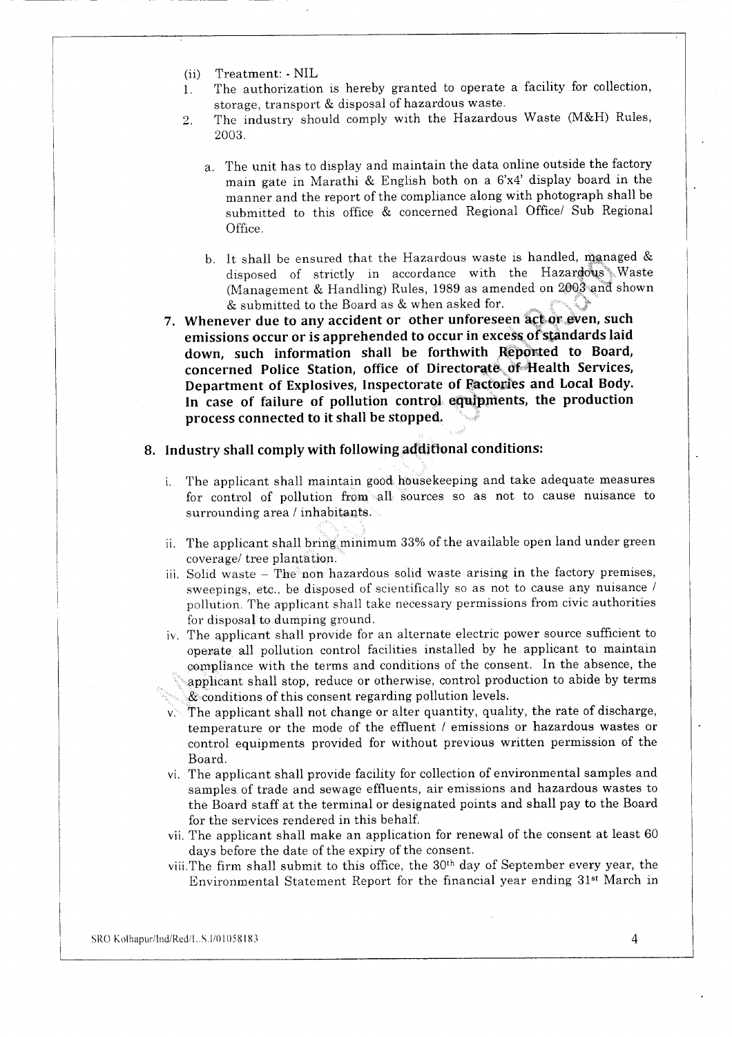(ii) Treatment: - NIL

1. The authorization is hereby granted to operate a facility for collection, storage, transport & disposal of hazardous waste.
2. The industry should comply with the Hazardous Waste (M&H) Rules, 2003.

   a. The unit has to display and maintain the data online outside the factory main gate in Marathi & English both on a 6'x4' display board in the manner and the report of the compliance along with photograph shall be submitted to this office & concerned Regional Office/ Sub Regional Office.

   b. It shall be ensured that the Hazardous waste is handled, managed & disposed of strictly in accordance with the Hazardous Waste (Management & Handling) Rules, 1989 as amended on 2003 and shown & submitted to the Board as & when asked for.

**7. Whenever due to any accident or other unforeseen act or even, such emissions occur or is apprehended to occur in excess of standards laid down, such information shall be forthwith Reported to Board, concerned Police Station, office of Directorate of Health Services, Department of Explosives, Inspectorate of Factories and Local Body. In case of failure of pollution control equipments, the production process connected to it shall be stopped.**

**8. Industry shall comply with following additional conditions:**

i. The applicant shall maintain good housekeeping and take adequate measures for control of pollution from all sources so as not to cause nuisance to surrounding area / inhabitants.

ii. The applicant shall bring minimum 33% of the available open land under green coverage/ tree plantation.

iii. Solid waste – The non hazardous solid waste arising in the factory premises, sweepings, etc., be disposed of scientifically so as not to cause any nuisance / pollution. The applicant shall take necessary permissions from civic authorities for disposal to dumping ground.

iv. The applicant shall provide for an alternate electric power source sufficient to operate all pollution control facilities installed by he applicant to maintain compliance with the terms and conditions of the consent. In the absence, the applicant shall stop, reduce or otherwise, control production to abide by terms & conditions of this consent regarding pollution levels.

v. The applicant shall not change or alter quantity, quality, the rate of discharge, temperature or the mode of the effluent / emissions or hazardous wastes or control equipments provided for without previous written permission of the Board.

vi. The applicant shall provide facility for collection of environmental samples and samples of trade and sewage effluents, air emissions and hazardous wastes to the Board staff at the terminal or designated points and shall pay to the Board for the services rendered in this behalf.

vii. The applicant shall make an application for renewal of the consent at least 60 days before the date of the expiry of the consent.

viii. The firm shall submit to this office, the 30th day of September every year, the Environmental Statement Report for the financial year ending 31st March in

SRO Kolhapur/Ind/Red/L.S.I/01058183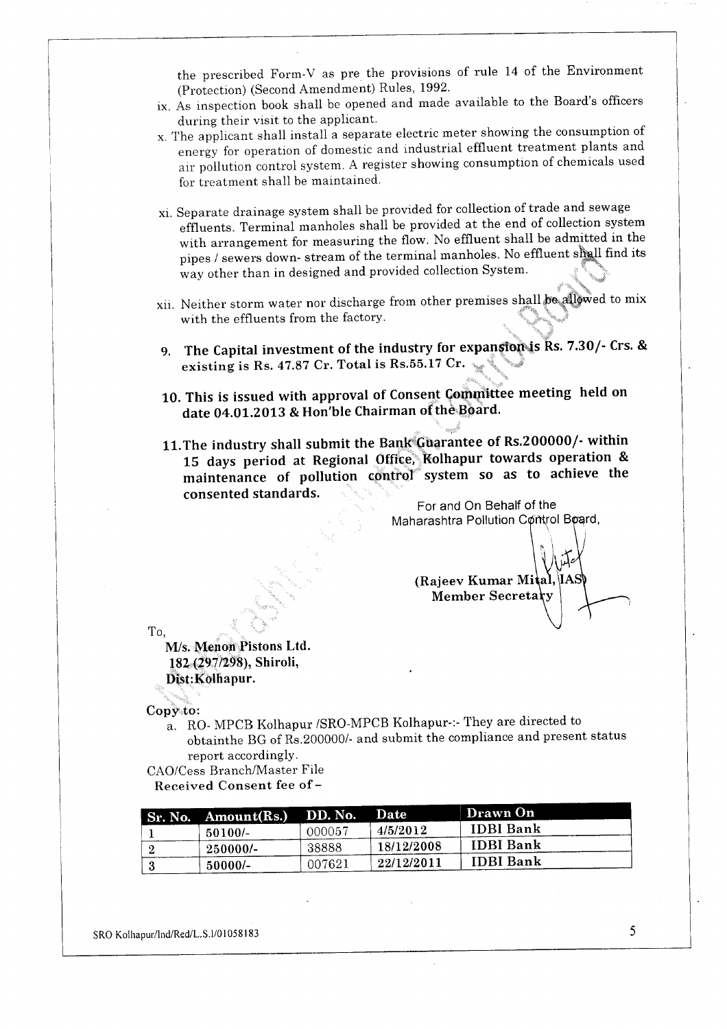the prescribed Form-V as pre the provisions of rule 14 of the Environment (Protection) (Second Amendment) Rules, 1992.

ix. As inspection book shall be opened and made available to the Board's officers during their visit to the applicant.

x. The applicant shall install a separate electric meter showing the consumption of energy for operation of domestic and industrial effluent treatment plants and air pollution control system. A register showing consumption of chemicals used for treatment shall be maintained.

xi. Separate drainage system shall be provided for collection of trade and sewage effluents. Terminal manholes shall be provided at the end of collection system with arrangement for measuring the flow. No effluent shall be admitted in the pipes / sewers down- stream of the terminal manholes. No effluent shall find its way other than in designed and provided collection System.

xii. Neither storm water nor discharge from other premises shall be allowed to mix with the effluents from the factory.

9. **The Capital investment of the industry for expansion is Rs. 7.30/- Crs. & existing is Rs. 47.87 Cr. Total is Rs.55.17 Cr.**

10. **This is issued with approval of Consent Committee meeting held on date 04.01.2013 & Hon'ble Chairman of the Board.**

11. **The industry shall submit the Bank Guarantee of Rs.200000/- within 15 days period at Regional Office, Kolhapur towards operation & maintenance of pollution control system so as to achieve the consented standards.**

For and On Behalf of the
Maharashtra Pollution Control Board,

**(Rajeev Kumar Mital, IAS)**
**Member Secretary**

To,

**M/s. Menon Pistons Ltd.**
**182 (297/298), Shiroli,**
**Dist:Kolhapur.**

**Copy to:**

a. RO- MPCB Kolhapur /SRO-MPCB Kolhapur-:- They are directed to obtainthe BG of Rs.200000/- and submit the compliance and present status report accordingly.

CAO/Cess Branch/Master File

**Received Consent fee of –**

| Sr. No. | Amount(Rs.) | DD. No. | Date | Drawn On |
|---|---|---|---|---|
| 1 | 50100/- | 000057 | 4/5/2012 | IDBI Bank |
| 2 | 250000/- | 38888 | 18/12/2008 | IDBI Bank |
| 3 | 50000/- | 007621 | 22/12/2011 | IDBI Bank |

SRO Kolhapur/Ind/Red/L.S.I/01058183